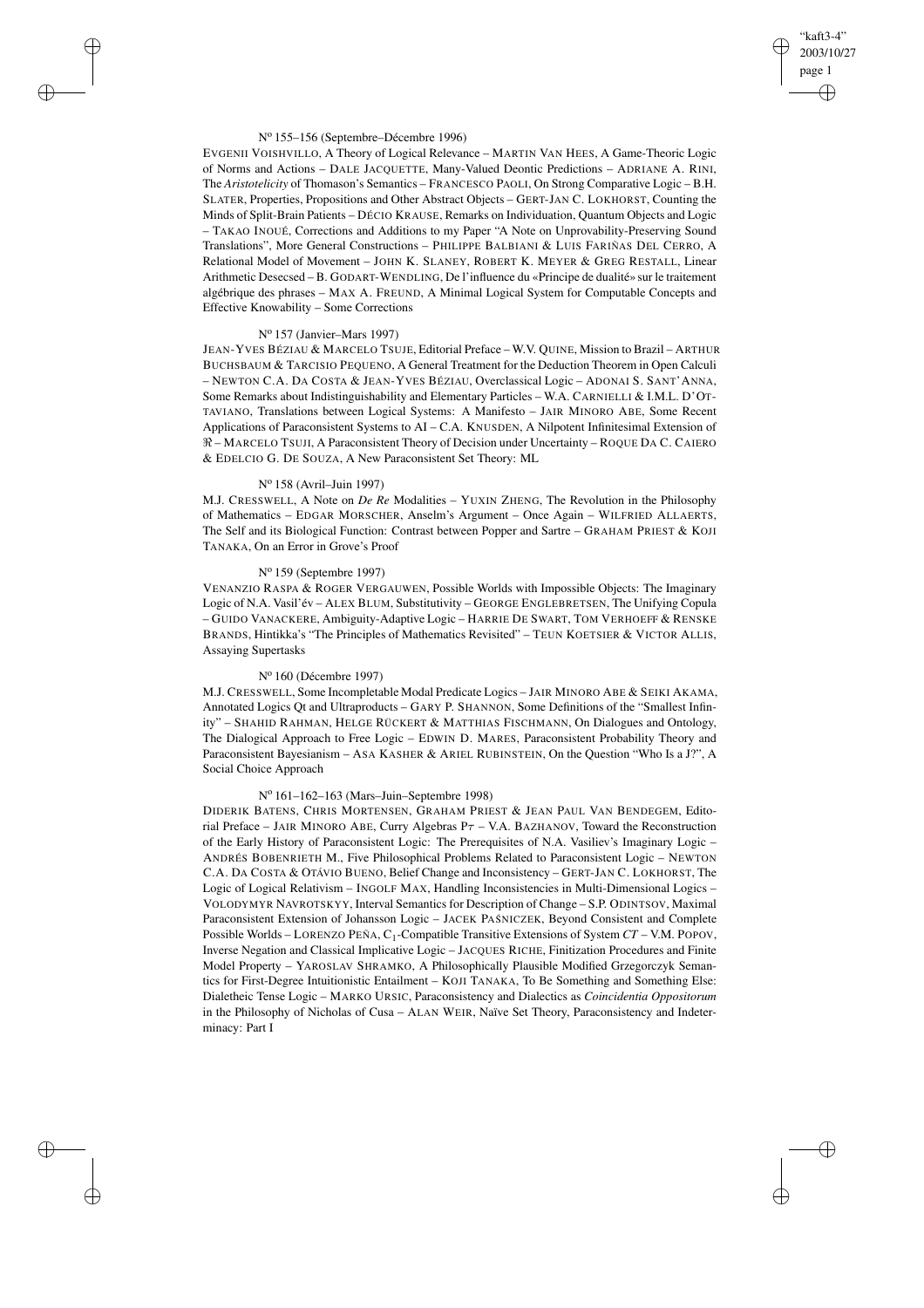N° 155–156 (Septembre–Décembre 1996)

EVGENII VOISHVILLO, A Theory of Logical Relevance – MARTIN VAN HEES, A Game-Theoric Logic of Norms and Actions – DALE JACQUETTE, Many-Valued Deontic Predictions – ADRIANE A. RINI, The *Aristotelicity* of Thomason's Semantics – FRANCESCO PAOLI, On Strong Comparative Logic – B.H. SLATER, Properties, Propositions and Other Abstract Objects – GERT-JAN C. LOKHORST, Counting the Minds of Split-Brain Patients – DÉCIO KRAUSE, Remarks on Individuation, Quantum Objects and Logic – TAKAO INOUÉ, Corrections and Additions to my Paper "A Note on Unprovability-Preserving Sound Translations", More General Constructions – PHILIPPE BALBIANI & LUIS FARIÑAS DEL CERRO, A Relational Model of Movement – JOHN K. SLANEY, ROBERT K. MEYER & GREG RESTALL, Linear Arithmetic Desecsed – B. GODART-WENDLING, De l'influence du «Principe de dualité» sur le traitement algébrique des phrases – MAX A. FREUND, A Minimal Logical System for Computable Concepts and Effective Knowability – Some Corrections

N° 157 (Janvier–Mars 1997)

JEAN-YVES BÉZIAU & MARCELO TSUJE, Editorial Preface – W.V. QUINE, Mission to Brazil – ARTHUR BUCHSBAUM & TARCISIO PEQUENO, A General Treatment for the Deduction Theorem in Open Calculi – NEWTON C.A. DA COSTA & JEAN-YVES BÉZIAU, Overclassical Logic – ADONAI S. SANT'ANNA, Some Remarks about Indistinguishability and Elementary Particles – W.A. CARNIELLI & I.M.L. D'OTTAVIANO, Translations between Logical Systems: A Manifesto – JAIR MINORO ABE, Some Recent Applications of Paraconsistent Systems to AI – C.A. KNUSDEN, A Nilpotent Infinitesimal Extension of $\Re$ – MARCELO TSUJI, A Paraconsistent Theory of Decision under Uncertainty – ROQUE DA C. CAIERO & EDELCIO G. DE SOUZA, A New Paraconsistent Set Theory: ML

N° 158 (Avril–Juin 1997)

M.J. CRESSWELL, A Note on *De Re* Modalities – YUXIN ZHENG, The Revolution in the Philosophy of Mathematics – EDGAR MORSCHER, Anselm's Argument – Once Again – WILFRIED ALLAERTS, The Self and its Biological Function: Contrast between Popper and Sartre – GRAHAM PRIEST & KOJI TANAKA, On an Error in Grove's Proof

N° 159 (Septembre 1997)

VENANZIO RASPA & ROGER VERGAUWEN, Possible Worlds with Impossible Objects: The Imaginary Logic of N.A. Vasil'év – ALEX BLUM, Substitutivity – GEORGE ENGLEBRETSEN, The Unifying Copula – GUIDO VANACKERE, Ambiguity-Adaptive Logic – HARRIE DE SWART, TOM VERHOEFF & RENSKE BRANDS, Hintikka's "The Principles of Mathematics Revisited" – TEUN KOETSIER & VICTOR ALLIS, Assaying Supertasks

N° 160 (Décembre 1997)

M.J. CRESSWELL, Some Incompletable Modal Predicate Logics – JAIR MINORO ABE & SEIKI AKAMA, Annotated Logics Qt and Ultraproducts – GARY P. SHANNON, Some Definitions of the "Smallest Infinity" – SHAHID RAHMAN, HELGE RÜCKERT & MATTHIAS FISCHMANN, On Dialogues and Ontology, The Dialogical Approach to Free Logic – EDWIN D. MARES, Paraconsistent Probability Theory and Paraconsistent Bayesianism – ASA KASHER & ARIEL RUBINSTEIN, On the Question "Who Is a J?", A Social Choice Approach

N° 161–162–163 (Mars–Juin–Septembre 1998)

DIDERIK BATENS, CHRIS MORTENSEN, GRAHAM PRIEST & JEAN PAUL VAN BENDEGEM, Editorial Preface – JAIR MINORO ABE, Curry Algebras $P\tau$ – V.A. BAZHANOV, Toward the Reconstruction of the Early History of Paraconsistent Logic: The Prerequisites of N.A. Vasiliev's Imaginary Logic – ANDRÉS BOBENRIETH M., Five Philosophical Problems Related to Paraconsistent Logic – NEWTON C.A. DA COSTA & OTÁVIO BUENO, Belief Change and Inconsistency – GERT-JAN C. LOKHORST, The Logic of Logical Relativism – INGOLF MAX, Handling Inconsistencies in Multi-Dimensional Logics – VOLODYMYR NAVROTSKYY, Interval Semantics for Description of Change – S.P. ODINTSOV, Maximal Paraconsistent Extension of Johansson Logic – JACEK PAŚNICZEK, Beyond Consistent and Complete Possible Worlds – LORENZO PEÑA, $C_1$-Compatible Transitive Extensions of System *CT* – V.M. POPOV, Inverse Negation and Classical Implicative Logic – JACQUES RICHE, Finitization Procedures and Finite Model Property – YAROSLAV SHRAMKO, A Philosophically Plausible Modified Grzegorczyk Semantics for First-Degree Intuitionistic Entailment – KOJI TANAKA, To Be Something and Something Else: Dialetheic Tense Logic – MARKO URSIC, Paraconsistency and Dialectics as *Coincidentia Oppositorum* in the Philosophy of Nicholas of Cusa – ALAN WEIR, Naïve Set Theory, Paraconsistency and Indeterminacy: Part I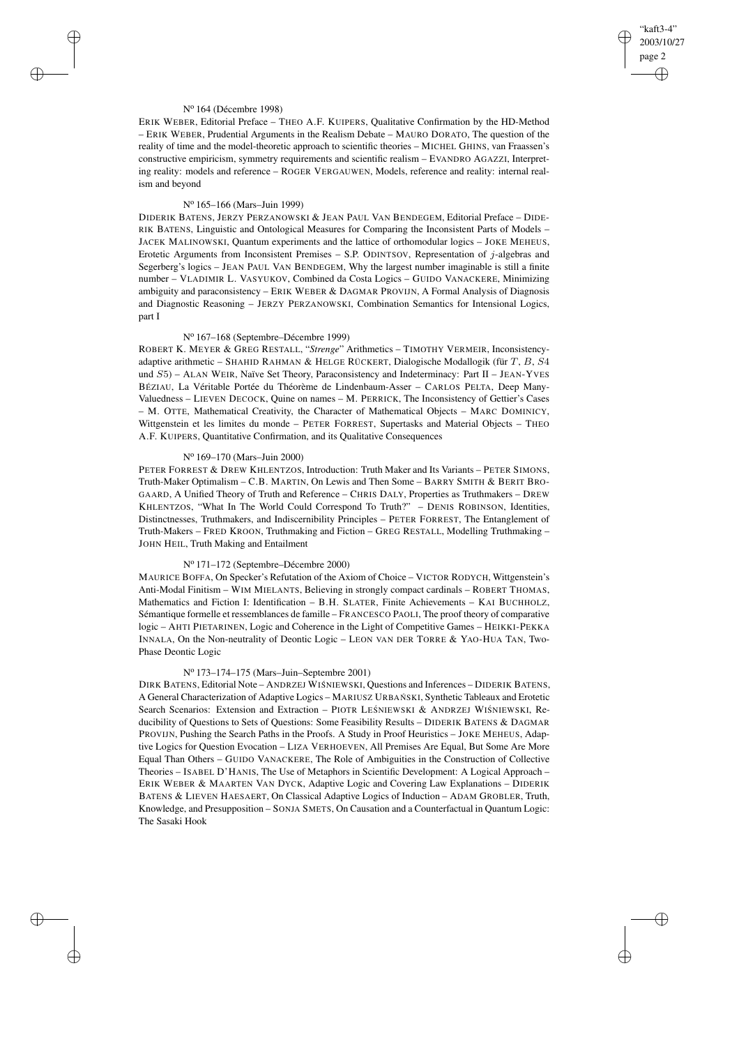N° 164 (Décembre 1998)

ERIK WEBER, Editorial Preface – THEO A.F. KUIPERS, Qualitative Confirmation by the HD-Method – ERIK WEBER, Prudential Arguments in the Realism Debate – MAURO DORATO, The question of the reality of time and the model-theoretic approach to scientific theories – MICHEL GHINS, van Fraassen's constructive empiricism, symmetry requirements and scientific realism – EVANDRO AGAZZI, Interpreting reality: models and reference – ROGER VERGAUWEN, Models, reference and reality: internal realism and beyond

N° 165–166 (Mars–Juin 1999)

DIDERIK BATENS, JERZY PERZANOWSKI & JEAN PAUL VAN BENDEGEM, Editorial Preface – DIDERIK BATENS, Linguistic and Ontological Measures for Comparing the Inconsistent Parts of Models – JACEK MALINOWSKI, Quantum experiments and the lattice of orthomodular logics – JOKE MEHEUS, Erotetic Arguments from Inconsistent Premises – S.P. ODINTSOV, Representation of $j$-algebras and Segerberg's logics – JEAN PAUL VAN BENDEGEM, Why the largest number imaginable is still a finite number – VLADIMIR L. VASYUKOV, Combined da Costa Logics – GUIDO VANACKERE, Minimizing ambiguity and paraconsistency – ERIK WEBER & DAGMAR PROVIJN, A Formal Analysis of Diagnosis and Diagnostic Reasoning – JERZY PERZANOWSKI, Combination Semantics for Intensional Logics, part I

N° 167–168 (Septembre–Décembre 1999)

ROBERT K. MEYER & GREG RESTALL, "*Strenge*" Arithmetics – TIMOTHY VERMEIR, Inconsistency-adaptive arithmetic – SHAHID RAHMAN & HELGE RÜCKERT, Dialogische Modallogik (für $T$, $B$, $S4$ und $S5$) – ALAN WEIR, Naïve Set Theory, Paraconsistency and Indeterminacy: Part II – JEAN-YVES BÉZIAU, La Véritable Portée du Théorème de Lindenbaum-Asser – CARLOS PELTA, Deep Many-Valuedness – LIEVEN DECOCK, Quine on names – M. PERRICK, The Inconsistency of Gettier's Cases – M. OTTE, Mathematical Creativity, the Character of Mathematical Objects – MARC DOMINICY, Wittgenstein et les limites du monde – PETER FORREST, Supertasks and Material Objects – THEO A.F. KUIPERS, Quantitative Confirmation, and its Qualitative Consequences

N° 169–170 (Mars–Juin 2000)

PETER FORREST & DREW KHLENTZOS, Introduction: Truth Maker and Its Variants – PETER SIMONS, Truth-Maker Optimalism – C.B. MARTIN, On Lewis and Then Some – BARRY SMITH & BERIT BROGAARD, A Unified Theory of Truth and Reference – CHRIS DALY, Properties as Truthmakers – DREW KHLENTZOS, "What In The World Could Correspond To Truth?" – DENIS ROBINSON, Identities, Distinctnesses, Truthmakers, and Indiscernibility Principles – PETER FORREST, The Entanglement of Truth-Makers – FRED KROON, Truthmaking and Fiction – GREG RESTALL, Modelling Truthmaking – JOHN HEIL, Truth Making and Entailment

N° 171–172 (Septembre–Décembre 2000)

MAURICE BOFFA, On Specker's Refutation of the Axiom of Choice – VICTOR RODYCH, Wittgenstein's Anti-Modal Finitism – WIM MIELANTS, Believing in strongly compact cardinals – ROBERT THOMAS, Mathematics and Fiction I: Identification – B.H. SLATER, Finite Achievements – KAI BUCHHOLZ, Sémantique formelle et ressemblances de famille – FRANCESCO PAOLI, The proof theory of comparative logic – AHTI PIETARINEN, Logic and Coherence in the Light of Competitive Games – HEIKKI-PEKKA INNALA, On the Non-neutrality of Deontic Logic – LEON VAN DER TORRE & YAO-HUA TAN, Two-Phase Deontic Logic

N° 173–174–175 (Mars–Juin–Septembre 2001)

DIRK BATENS, Editorial Note – ANDRZEJ WIŚNIEWSKI, Questions and Inferences – DIDERIK BATENS, A General Characterization of Adaptive Logics – MARIUSZ URBAŃSKI, Synthetic Tableaux and Erotetic Search Scenarios: Extension and Extraction – PIOTR LEŚNIEWSKI & ANDRZEJ WIŚNIEWSKI, Reducibility of Questions to Sets of Questions: Some Feasibility Results – DIDERIK BATENS & DAGMAR PROVIJN, Pushing the Search Paths in the Proofs. A Study in Proof Heuristics – JOKE MEHEUS, Adaptive Logics for Question Evocation – LIZA VERHOEVEN, All Premises Are Equal, But Some Are More Equal Than Others – GUIDO VANACKERE, The Role of Ambiguities in the Construction of Collective Theories – ISABEL D'HANIS, The Use of Metaphors in Scientific Development: A Logical Approach – ERIK WEBER & MAARTEN VAN DYCK, Adaptive Logic and Covering Law Explanations – DIDERIK BATENS & LIEVEN HAESAERT, On Classical Adaptive Logics of Induction – ADAM GROBLER, Truth, Knowledge, and Presupposition – SONJA SMETS, On Causation and a Counterfactual in Quantum Logic: The Sasaki Hook